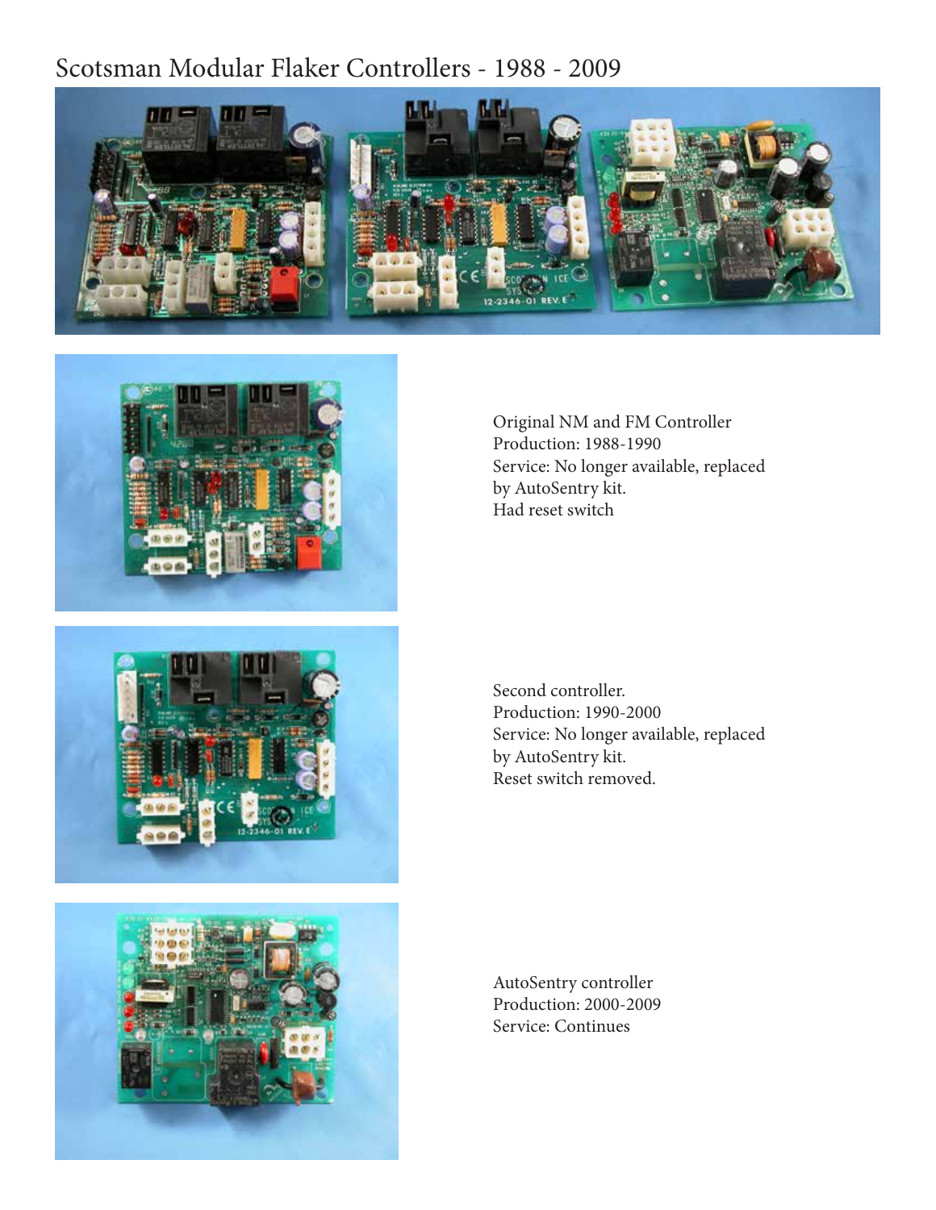# Scotsman Modular Flaker Controllers - 1988 - 2009

Original NM and FM Controller
Production: 1988-1990
Service: No longer available, replaced by AutoSentry kit.
Had reset switch

Second controller.
Production: 1990-2000
Service: No longer available, replaced by AutoSentry kit.
Reset switch removed.

AutoSentry controller
Production: 2000-2009
Service: Continues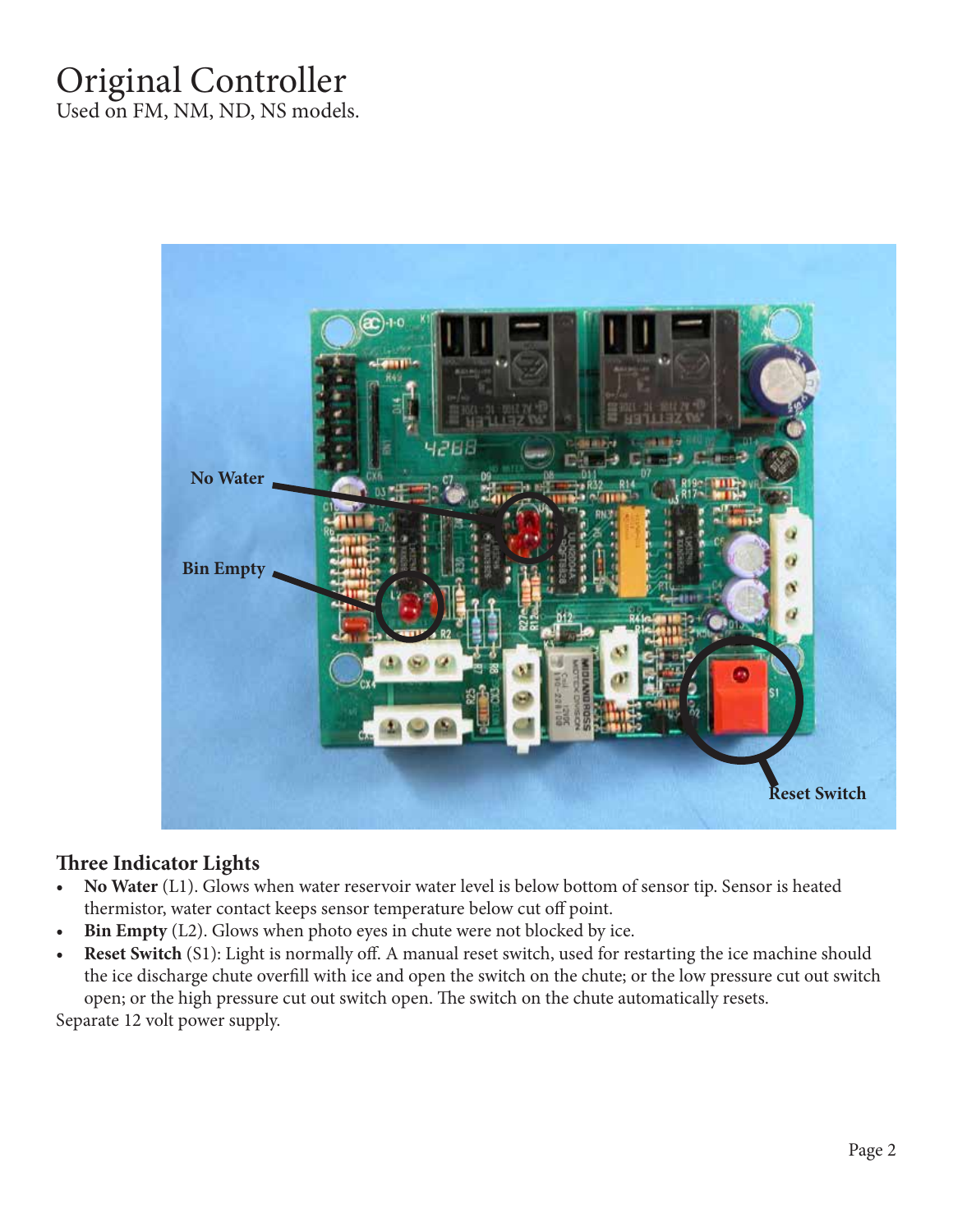# Original Controller

Used on FM, NM, ND, NS models.

## Three Indicator Lights

- **No Water** (L1). Glows when water reservoir water level is below bottom of sensor tip. Sensor is heated thermistor, water contact keeps sensor temperature below cut off point.
- **Bin Empty** (L2). Glows when photo eyes in chute were not blocked by ice.
- **Reset Switch** (S1): Light is normally off. A manual reset switch, used for restarting the ice machine should the ice discharge chute overfill with ice and open the switch on the chute; or the low pressure cut out switch open; or the high pressure cut out switch open. The switch on the chute automatically resets.

Separate 12 volt power supply.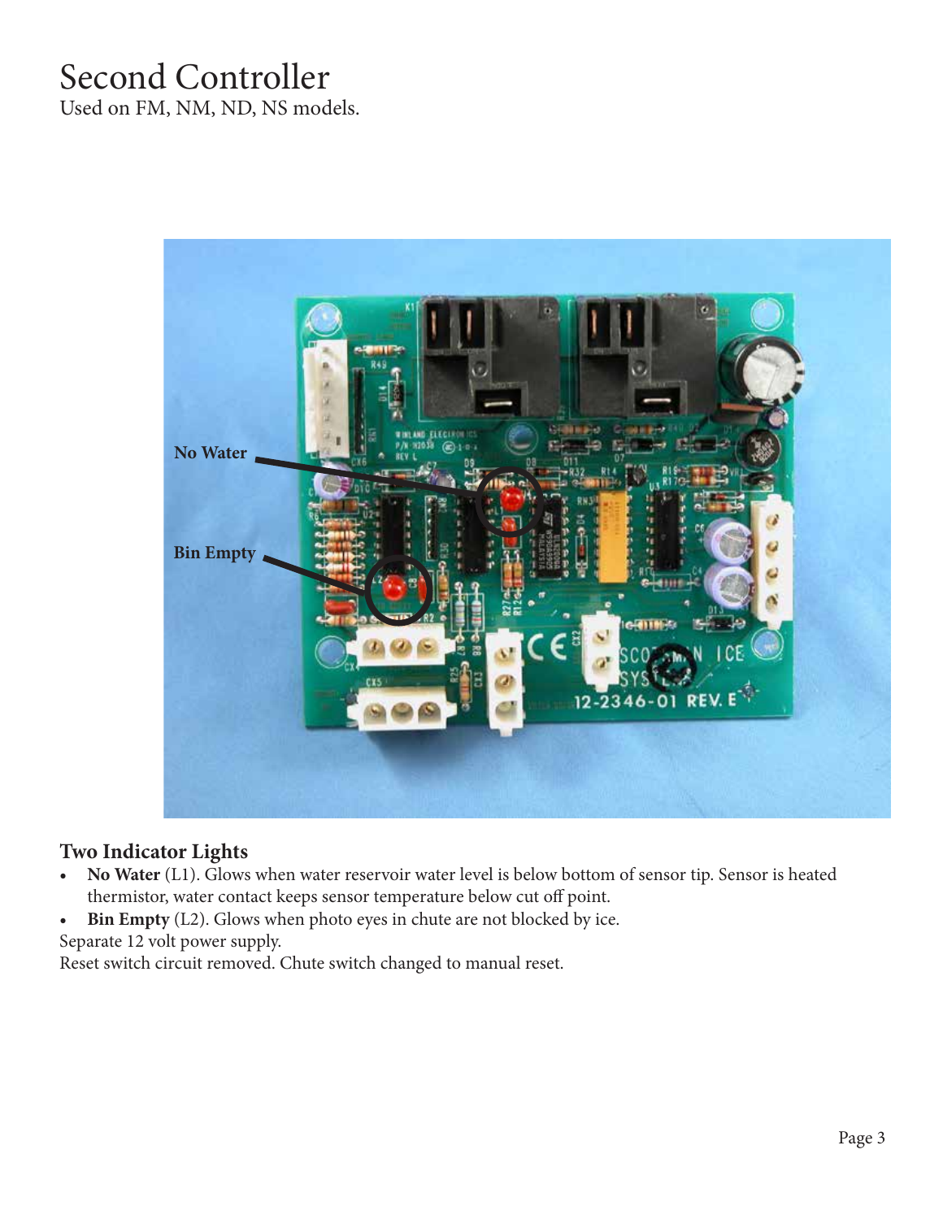# Second Controller

Used on FM, NM, ND, NS models.

### Two Indicator Lights

- **No Water** (L1). Glows when water reservoir water level is below bottom of sensor tip. Sensor is heated thermistor, water contact keeps sensor temperature below cut off point.
- **Bin Empty** (L2). Glows when photo eyes in chute are not blocked by ice.

Separate 12 volt power supply.

Reset switch circuit removed. Chute switch changed to manual reset.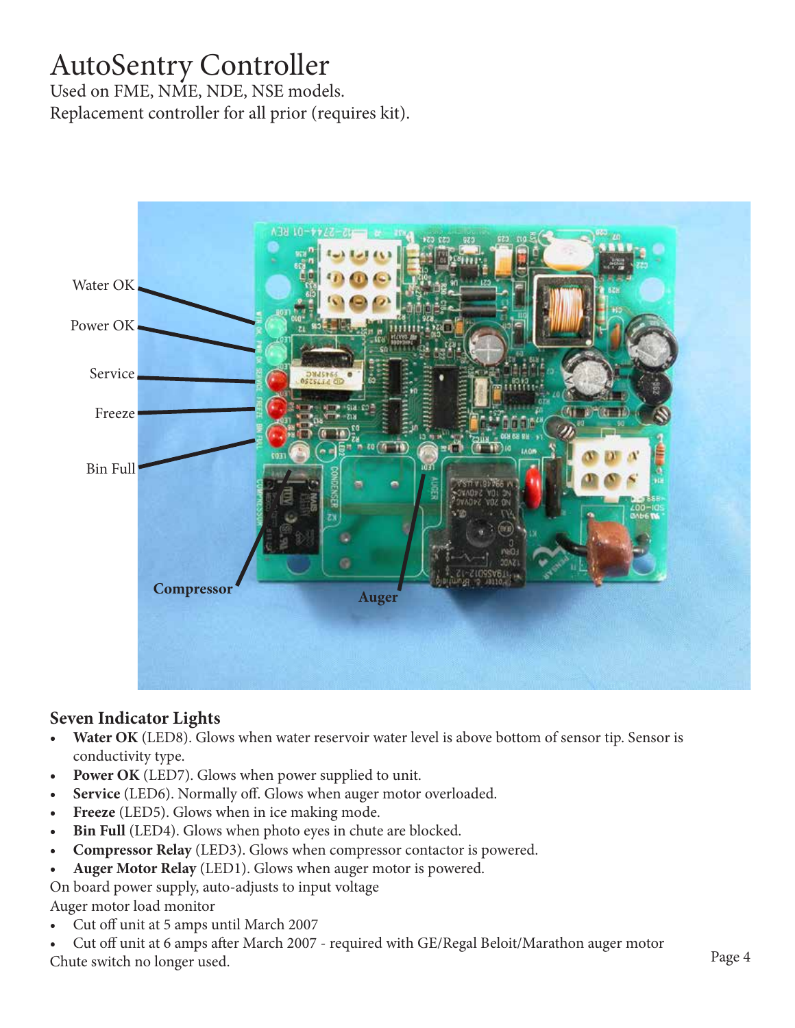# AutoSentry Controller

Used on FME, NME, NDE, NSE models.
Replacement controller for all prior (requires kit).

Water OK
Power OK
Service
Freeze
Bin Full
Compressor
Auger

### Seven Indicator Lights

- **Water OK** (LED8). Glows when water reservoir water level is above bottom of sensor tip. Sensor is conductivity type.
- **Power OK** (LED7). Glows when power supplied to unit.
- **Service** (LED6). Normally off. Glows when auger motor overloaded.
- **Freeze** (LED5). Glows when in ice making mode.
- **Bin Full** (LED4). Glows when photo eyes in chute are blocked.
- **Compressor Relay** (LED3). Glows when compressor contactor is powered.
- **Auger Motor Relay** (LED1). Glows when auger motor is powered.

On board power supply, auto-adjusts to input voltage

Auger motor load monitor

- Cut off unit at 5 amps until March 2007
- Cut off unit at 6 amps after March 2007 - required with GE/Regal Beloit/Marathon auger motor

Chute switch no longer used.